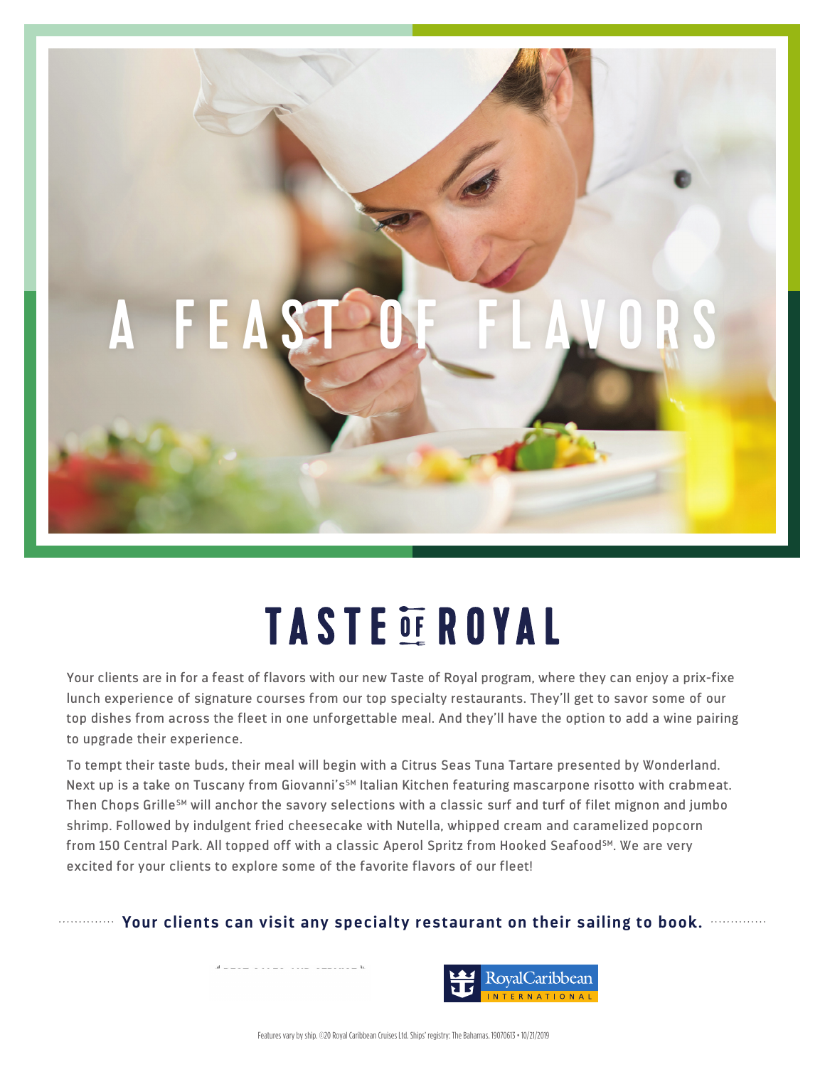# A FEAST OF FLAVORS

## TASTE OF ROYAL

Your clients are in for a feast of flavors with our new Taste of Royal program, where they can enjoy a prix-fixe lunch experience of signature courses from our top specialty restaurants. They'll get to savor some of our top dishes from across the fleet in one unforgettable meal. And they'll have the option to add a wine pairing to upgrade their experience.

To tempt their taste buds, their meal will begin with a Citrus Seas Tuna Tartare presented by Wonderland. Next up is a take on Tuscany from Giovanni's℠ Italian Kitchen featuring mascarpone risotto with crabmeat. Then Chops Grille℠ will anchor the savory selections with a classic surf and turf of filet mignon and jumbo shrimp. Followed by indulgent fried cheesecake with Nutella, whipped cream and caramelized popcorn from 150 Central Park. All topped off with a classic Aperol Spritz from Hooked Seafood℠. We are very excited for your clients to explore some of the favorite flavors of our fleet!

**Your clients can visit any specialty restaurant on their sailing to book.**

Royal Caribbean INTERNATIONAL

Features vary by ship. ©20 Royal Caribbean Cruises Ltd. Ships' registry: The Bahamas. 19070613 • 10/21/2019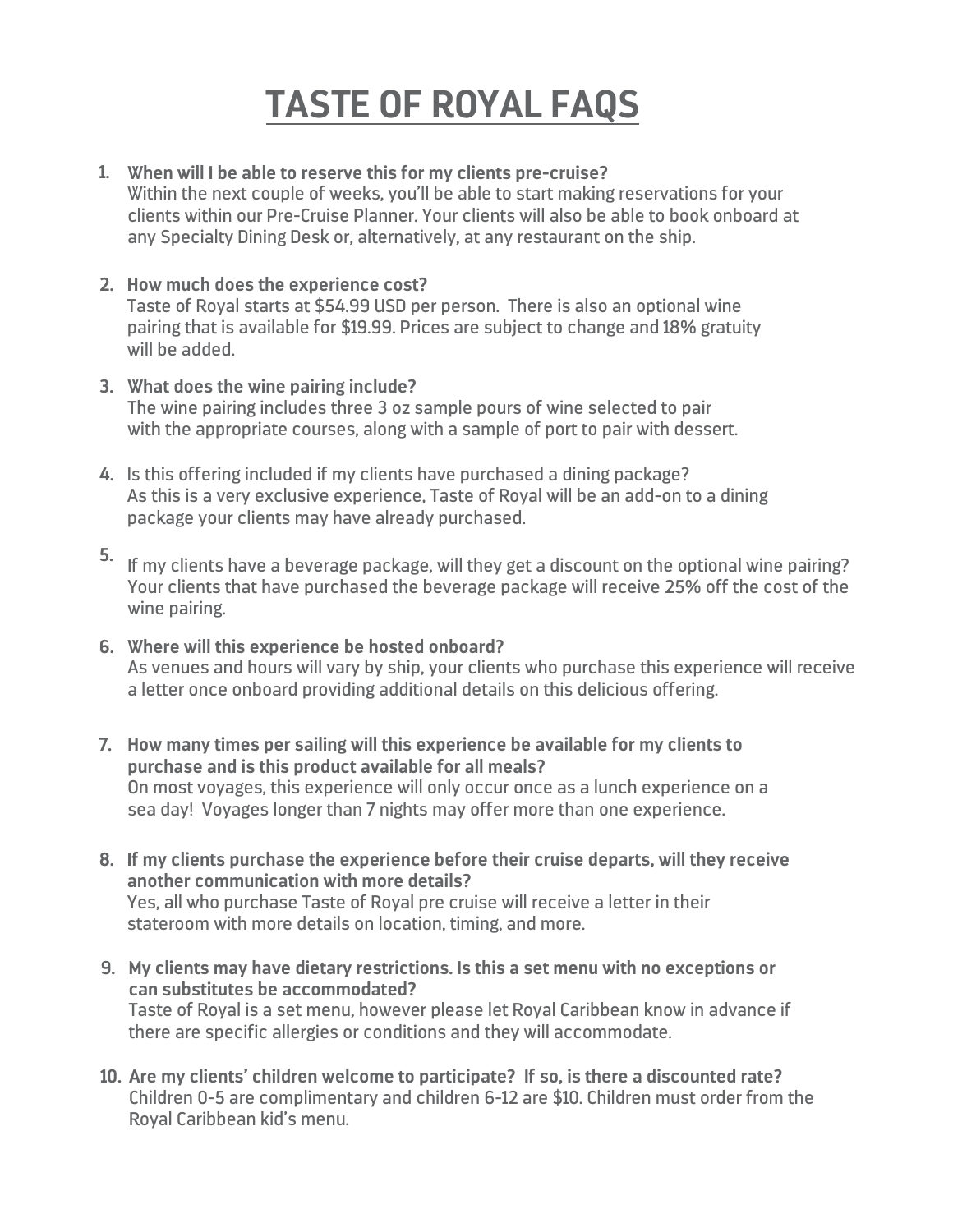# TASTE OF ROYAL FAQS

1. **When will I be able to reserve this for my clients pre-cruise?**
   Within the next couple of weeks, you'll be able to start making reservations for your clients within our Pre-Cruise Planner. Your clients will also be able to book onboard at any Specialty Dining Desk or, alternatively, at any restaurant on the ship.

2. **How much does the experience cost?**
   Taste of Royal starts at $54.99 USD per person. There is also an optional wine pairing that is available for $19.99. Prices are subject to change and 18% gratuity will be added.

3. **What does the wine pairing include?**
   The wine pairing includes three 3 oz sample pours of wine selected to pair with the appropriate courses, along with a sample of port to pair with dessert.

4. Is this offering included if my clients have purchased a dining package?
   As this is a very exclusive experience, Taste of Royal will be an add-on to a dining package your clients may have already purchased.

5. If my clients have a beverage package, will they get a discount on the optional wine pairing?
   Your clients that have purchased the beverage package will receive 25% off the cost of the wine pairing.

6. **Where will this experience be hosted onboard?**
   As venues and hours will vary by ship, your clients who purchase this experience will receive a letter once onboard providing additional details on this delicious offering.

7. **How many times per sailing will this experience be available for my clients to purchase and is this product available for all meals?**
   On most voyages, this experience will only occur once as a lunch experience on a sea day! Voyages longer than 7 nights may offer more than one experience.

8. **If my clients purchase the experience before their cruise departs, will they receive another communication with more details?**
   Yes, all who purchase Taste of Royal pre cruise will receive a letter in their stateroom with more details on location, timing, and more.

9. **My clients may have dietary restrictions. Is this a set menu with no exceptions or can substitutes be accommodated?**
   Taste of Royal is a set menu, however please let Royal Caribbean know in advance if there are specific allergies or conditions and they will accommodate.

10. **Are my clients' children welcome to participate? If so, is there a discounted rate?**
    Children 0-5 are complimentary and children 6-12 are $10. Children must order from the Royal Caribbean kid's menu.